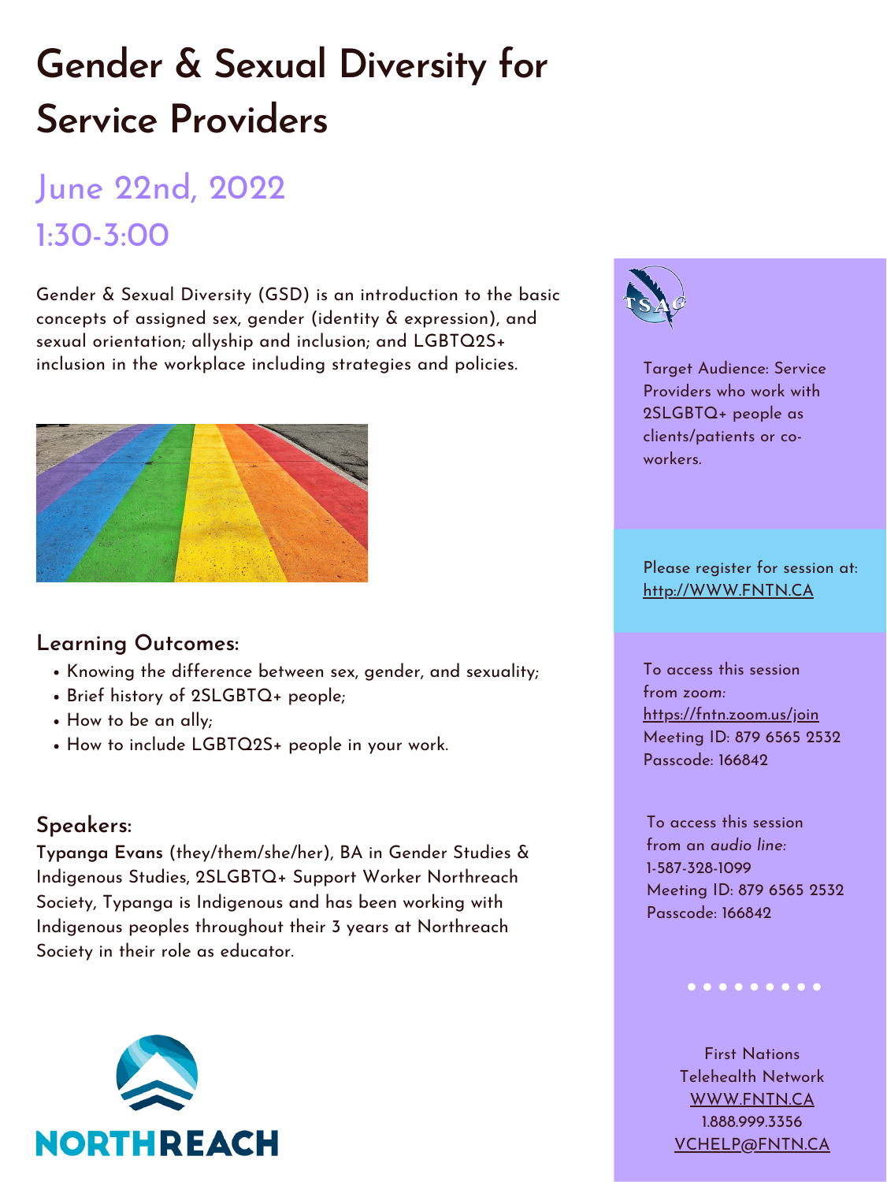# Gender & Sexual Diversity for Service Providers

## June 22nd, 2022
## 1:30-3:00

Gender & Sexual Diversity (GSD) is an introduction to the basic concepts of assigned sex, gender (identity & expression), and sexual orientation; allyship and inclusion; and LGBTQ2S+ inclusion in the workplace including strategies and policies.

### Learning Outcomes:

- Knowing the difference between sex, gender, and sexuality;
- Brief history of 2SLGBTQ+ people;
- How to be an ally;
- How to include LGBTQ2S+ people in your work.

### Speakers:

**Typanga Evans** (they/them/she/her), BA in Gender Studies & Indigenous Studies, 2SLGBTQ+ Support Worker Northreach Society, Typanga is Indigenous and has been working with Indigenous peoples throughout their 3 years at Northreach Society in their role as educator.

NORTHREACH

TSAG

Target Audience: Service Providers who work with 2SLGBTQ+ people as clients/patients or co-workers.

Please register for session at: http://WWW.FNTN.CA

To access this session from *zoom:*
https://fntn.zoom.us/join
Meeting ID: 879 6565 2532
Passcode: 166842

To access this session from an *audio line:*
1-587-328-1099
Meeting ID: 879 6565 2532
Passcode: 166842

First Nations Telehealth Network
WWW.FNTN.CA
1.888.999.3356
VCHELP@FNTN.CA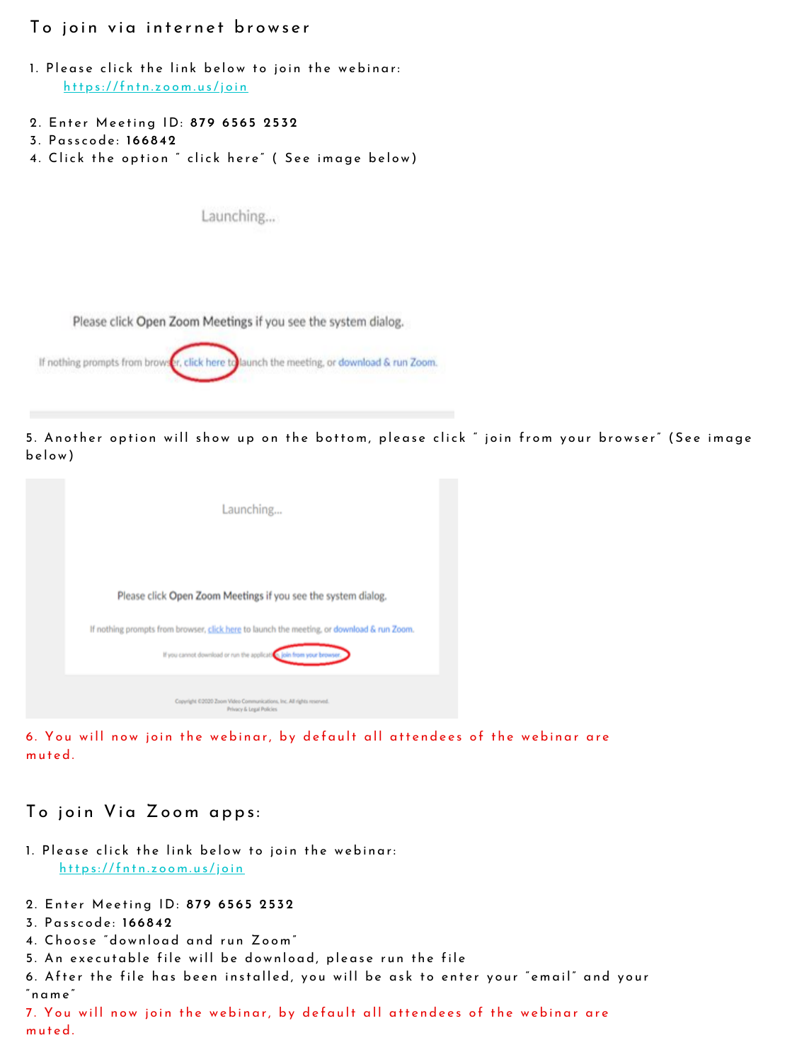## To join via internet browser

1. Please click the link below to join the webinar:
   https://fntn.zoom.us/join

2. Enter Meeting ID: **879 6565 2532**
3. Passcode: **166842**
4. Click the option " click here" ( See image below)

Launching...

Please click Open Zoom Meetings if you see the system dialog.

If nothing prompts from browser, click here to launch the meeting, or download & run Zoom.

5. Another option will show up on the bottom, please click " join from your browser" (See image below)

Launching...

Please click Open Zoom Meetings if you see the system dialog.

If nothing prompts from browser, click here to launch the meeting, or download & run Zoom.

If you cannot download or run the application, join from your browser

Copyright ©2020 Zoom Video Communications, Inc. All rights reserved.
Privacy & Legal Policies

6. You will now join the webinar, by default all attendees of the webinar are muted.

## To join Via Zoom apps:

1. Please click the link below to join the webinar:
   https://fntn.zoom.us/join

2. Enter Meeting ID: **879 6565 2532**
3. Passcode: **166842**
4. Choose "download and run Zoom"
5. An executable file will be download, please run the file
6. After the file has been installed, you will be ask to enter your "email" and your "name"
7. You will now join the webinar, by default all attendees of the webinar are muted.